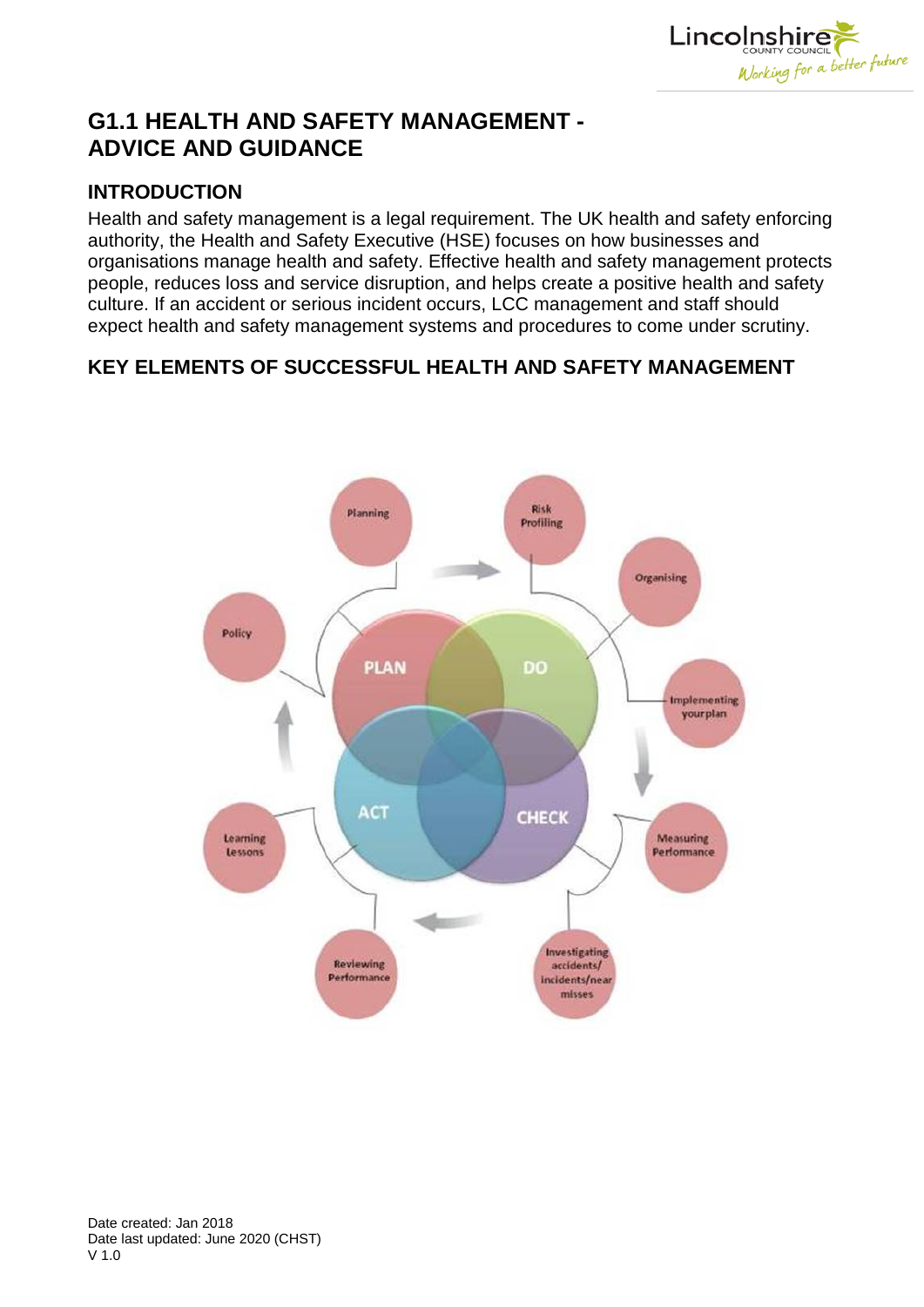# G1.1 HEALTH AND SAFETY MANAGEMENT - ADVICE AND GUIDANCE

## INTRODUCTION

Health and safety management is a legal requirement. The UK health and safety enforcing authority, the Health and Safety Executive (HSE) focuses on how businesses and organisations manage health and safety. Effective health and safety management protects people, reduces loss and service disruption, and helps create a positive health and safety culture. If an accident or serious incident occurs, LCC management and staff should expect health and safety management systems and procedures to come under scrutiny.

## KEY ELEMENTS OF SUCCESSFUL HEALTH AND SAFETY MANAGEMENT

Date created: Jan 2018
Date last updated: June 2020 (CHST)
V 1.0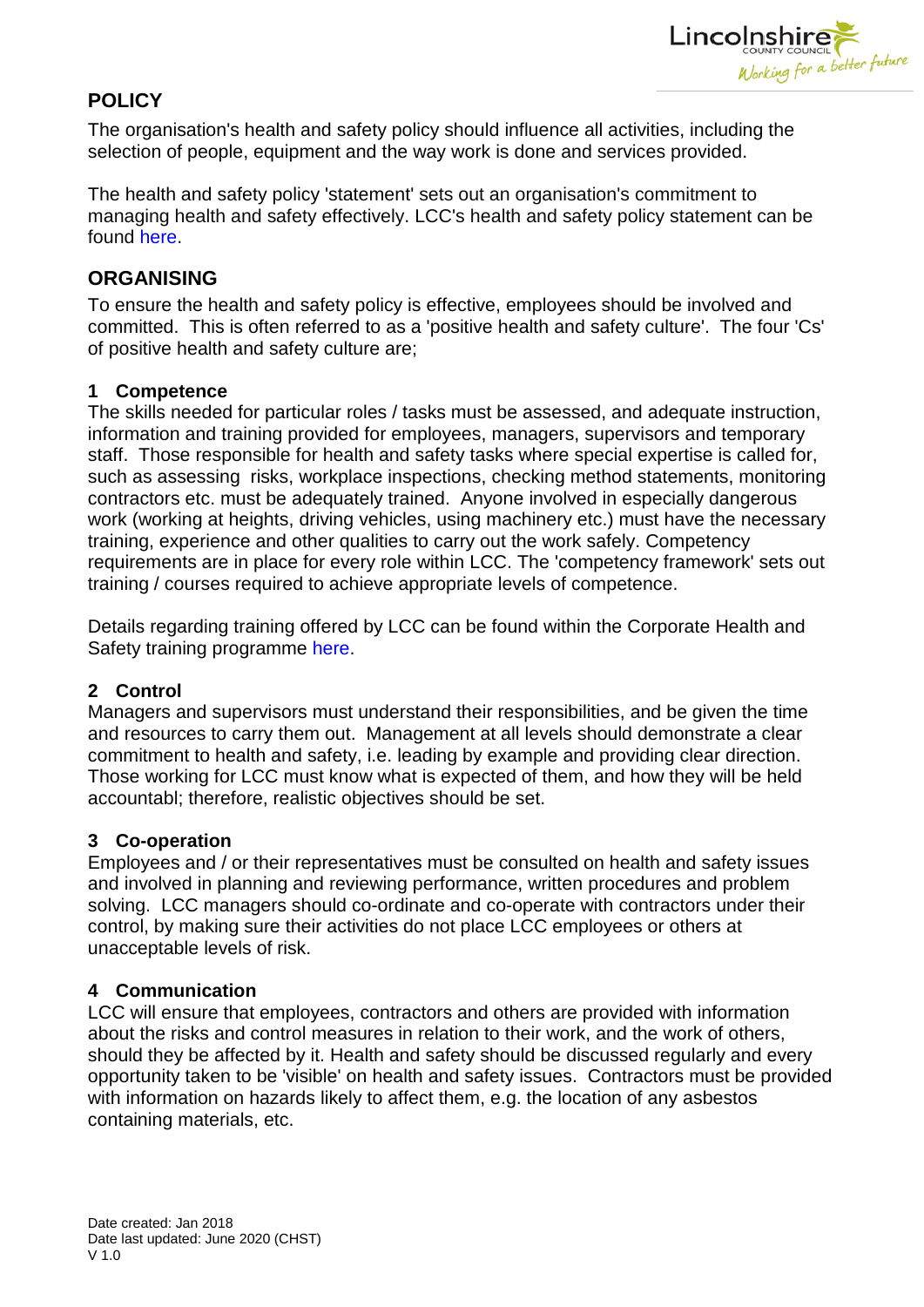## POLICY

The organisation's health and safety policy should influence all activities, including the selection of people, equipment and the way work is done and services provided.

The health and safety policy 'statement' sets out an organisation's commitment to managing health and safety effectively. LCC's health and safety policy statement can be found here.

## ORGANISING

To ensure the health and safety policy is effective, employees should be involved and committed. This is often referred to as a 'positive health and safety culture'. The four 'Cs' of positive health and safety culture are;

### 1 Competence

The skills needed for particular roles / tasks must be assessed, and adequate instruction, information and training provided for employees, managers, supervisors and temporary staff. Those responsible for health and safety tasks where special expertise is called for, such as assessing risks, workplace inspections, checking method statements, monitoring contractors etc. must be adequately trained. Anyone involved in especially dangerous work (working at heights, driving vehicles, using machinery etc.) must have the necessary training, experience and other qualities to carry out the work safely. Competency requirements are in place for every role within LCC. The 'competency framework' sets out training / courses required to achieve appropriate levels of competence.

Details regarding training offered by LCC can be found within the Corporate Health and Safety training programme here.

### 2 Control

Managers and supervisors must understand their responsibilities, and be given the time and resources to carry them out. Management at all levels should demonstrate a clear commitment to health and safety, i.e. leading by example and providing clear direction. Those working for LCC must know what is expected of them, and how they will be held accountabl; therefore, realistic objectives should be set.

### 3 Co-operation

Employees and / or their representatives must be consulted on health and safety issues and involved in planning and reviewing performance, written procedures and problem solving. LCC managers should co-ordinate and co-operate with contractors under their control, by making sure their activities do not place LCC employees or others at unacceptable levels of risk.

### 4 Communication

LCC will ensure that employees, contractors and others are provided with information about the risks and control measures in relation to their work, and the work of others, should they be affected by it. Health and safety should be discussed regularly and every opportunity taken to be 'visible' on health and safety issues. Contractors must be provided with information on hazards likely to affect them, e.g. the location of any asbestos containing materials, etc.

Date created: Jan 2018
Date last updated: June 2020 (CHST)
V 1.0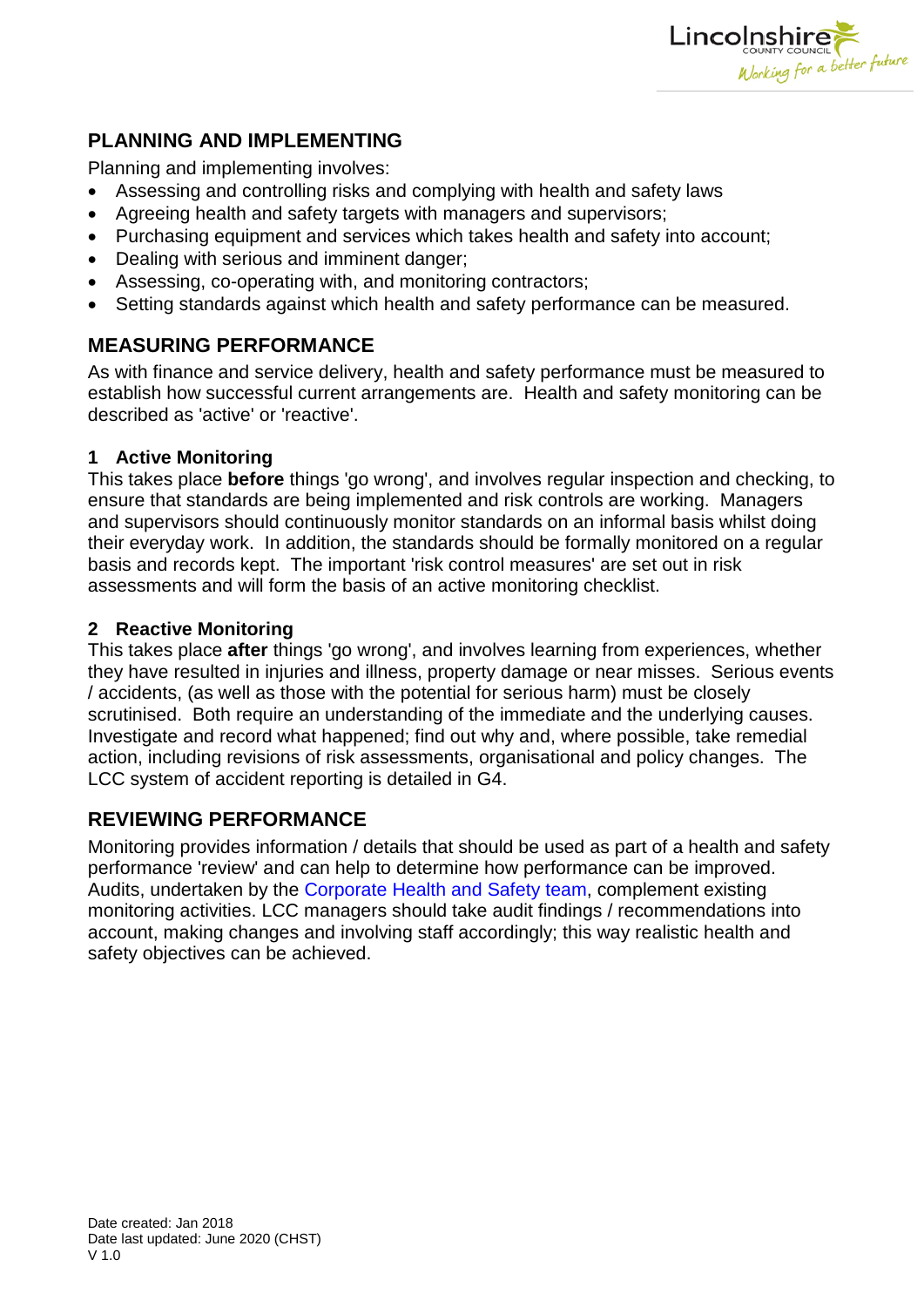## PLANNING AND IMPLEMENTING

Planning and implementing involves:

- Assessing and controlling risks and complying with health and safety laws
- Agreeing health and safety targets with managers and supervisors;
- Purchasing equipment and services which takes health and safety into account;
- Dealing with serious and imminent danger;
- Assessing, co-operating with, and monitoring contractors;
- Setting standards against which health and safety performance can be measured.

## MEASURING PERFORMANCE

As with finance and service delivery, health and safety performance must be measured to establish how successful current arrangements are. Health and safety monitoring can be described as 'active' or 'reactive'.

### 1 Active Monitoring

This takes place **before** things 'go wrong', and involves regular inspection and checking, to ensure that standards are being implemented and risk controls are working. Managers and supervisors should continuously monitor standards on an informal basis whilst doing their everyday work. In addition, the standards should be formally monitored on a regular basis and records kept. The important 'risk control measures' are set out in risk assessments and will form the basis of an active monitoring checklist.

### 2 Reactive Monitoring

This takes place **after** things 'go wrong', and involves learning from experiences, whether they have resulted in injuries and illness, property damage or near misses. Serious events / accidents, (as well as those with the potential for serious harm) must be closely scrutinised. Both require an understanding of the immediate and the underlying causes. Investigate and record what happened; find out why and, where possible, take remedial action, including revisions of risk assessments, organisational and policy changes. The LCC system of accident reporting is detailed in G4.

## REVIEWING PERFORMANCE

Monitoring provides information / details that should be used as part of a health and safety performance 'review' and can help to determine how performance can be improved. Audits, undertaken by the Corporate Health and Safety team, complement existing monitoring activities. LCC managers should take audit findings / recommendations into account, making changes and involving staff accordingly; this way realistic health and safety objectives can be achieved.

Date created: Jan 2018
Date last updated: June 2020 (CHST)
V 1.0